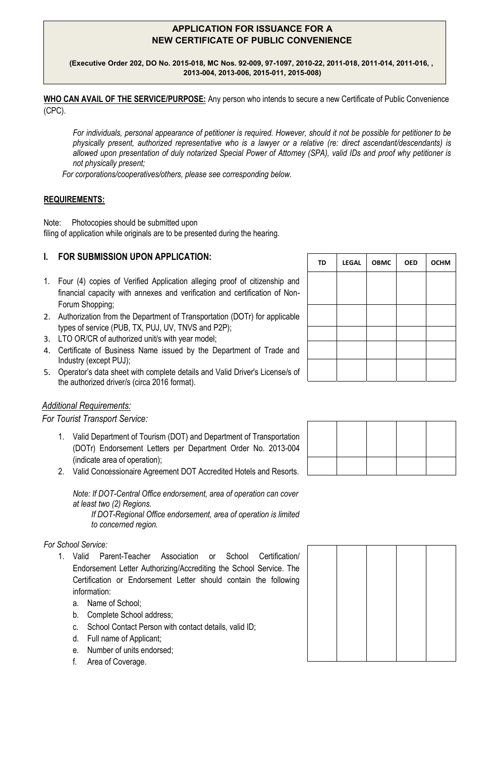## APPLICATION FOR ISSUANCE FOR A NEW CERTIFICATE OF PUBLIC CONVENIENCE

**(Executive Order 202, DO No. 2015-018, MC Nos. 92-009, 97-1097, 2010-22, 2011-018, 2011-014, 2011-016, , 2013-004, 2013-006, 2015-011, 2015-008)**

**WHO CAN AVAIL OF THE SERVICE/PURPOSE:** Any person who intends to secure a new Certificate of Public Convenience (CPC).

*For individuals, personal appearance of petitioner is required. However, should it not be possible for petitioner to be physically present, authorized representative who is a lawyer or a relative (re: direct ascendant/descendants) is allowed upon presentation of duly notarized Special Power of Attorney (SPA), valid IDs and proof why petitioner is not physically present;*

*For corporations/cooperatives/others, please see corresponding below.*

**REQUIREMENTS:**

Note: Photocopies should be submitted upon filing of application while originals are to be presented during the hearing.

### I. FOR SUBMISSION UPON APPLICATION:

| Requirement | TD | LEGAL | OBMC | OED | OCHM |
|---|---|---|---|---|---|
| 1. Four (4) copies of Verified Application alleging proof of citizenship and financial capacity with annexes and verification and certification of Non-Forum Shopping; | | | | | |
| 2. Authorization from the Department of Transportation (DOTr) for applicable types of service (PUB, TX, PUJ, UV, TNVS and P2P); | | | | | |
| 3. LTO OR/CR of authorized unit/s with year model; | | | | | |
| 4. Certificate of Business Name issued by the Department of Trade and Industry (except PUJ); | | | | | |
| 5. Operator's data sheet with complete details and Valid Driver's License/s of the authorized driver/s (circa 2016 format). | | | | | |

*Additional Requirements:*

*For Tourist Transport Service:*

| Requirement | TD | LEGAL | OBMC | OED | OCHM |
|---|---|---|---|---|---|
| 1. Valid Department of Tourism (DOT) and Department of Transportation (DOTr) Endorsement Letters per Department Order No. 2013-004 (indicate area of operation); | | | | | |
| 2. Valid Concessionaire Agreement DOT Accredited Hotels and Resorts. | | | | | |

*Note: If DOT-Central Office endorsement, area of operation can cover at least two (2) Regions.*
*If DOT-Regional Office endorsement, area of operation is limited to concerned region.*

*For School Service:*

| Requirement | TD | LEGAL | OBMC | OED | OCHM |
|---|---|---|---|---|---|
| 1. Valid Parent-Teacher Association or School Certification/ Endorsement Letter Authorizing/Accrediting the School Service. The Certification or Endorsement Letter should contain the following information: a. Name of School; b. Complete School address; c. School Contact Person with contact details, valid ID; d. Full name of Applicant; e. Number of units endorsed; f. Area of Coverage. | | | | | |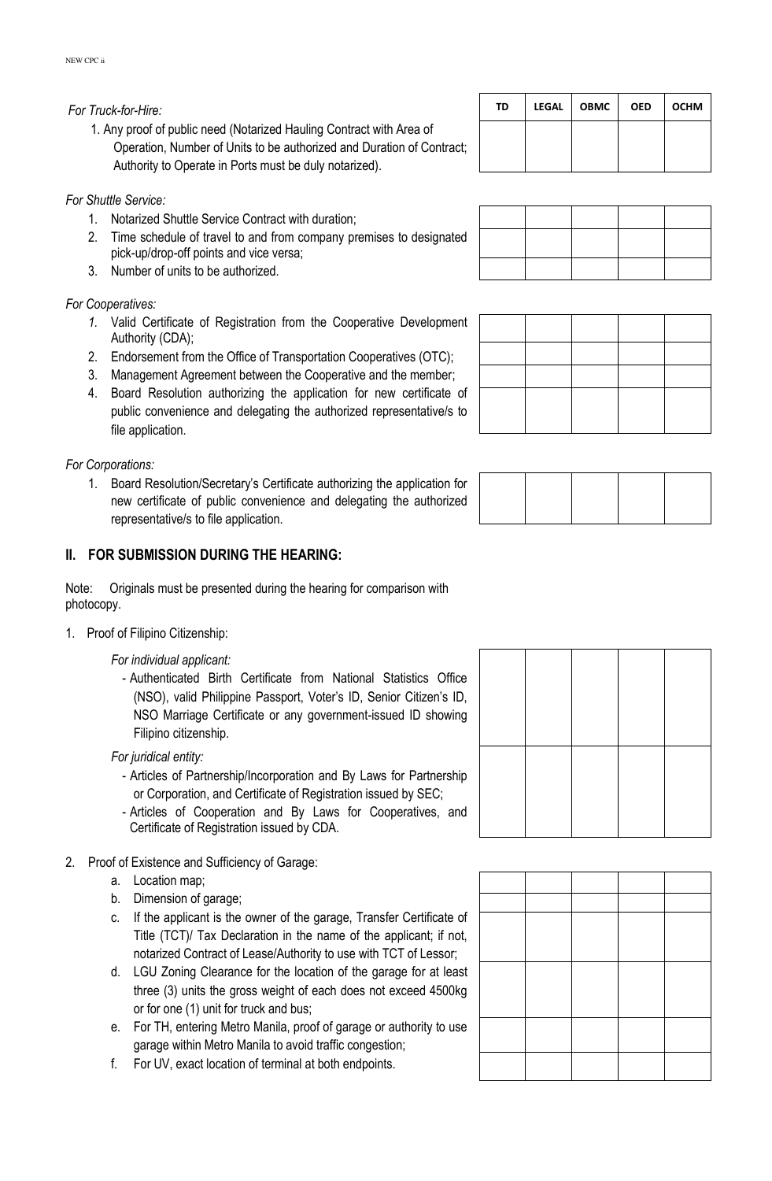*For Truck-for-Hire:*

1. Any proof of public need (Notarized Hauling Contract with Area of Operation, Number of Units to be authorized and Duration of Contract; Authority to Operate in Ports must be duly notarized).

| TD | LEGAL | OBMC | OED | OCHM |
|---|---|---|---|---|
| | | | | |

*For Shuttle Service:*

1. Notarized Shuttle Service Contract with duration;
2. Time schedule of travel to and from company premises to designated pick-up/drop-off points and vice versa;
3. Number of units to be authorized.

*For Cooperatives:*

1. Valid Certificate of Registration from the Cooperative Development Authority (CDA);
2. Endorsement from the Office of Transportation Cooperatives (OTC);
3. Management Agreement between the Cooperative and the member;
4. Board Resolution authorizing the application for new certificate of public convenience and delegating the authorized representative/s to file application.

*For Corporations:*

1. Board Resolution/Secretary's Certificate authorizing the application for new certificate of public convenience and delegating the authorized representative/s to file application.

## II. FOR SUBMISSION DURING THE HEARING:

Note: Originals must be presented during the hearing for comparison with photocopy.

1. Proof of Filipino Citizenship:

   *For individual applicant:*

   - Authenticated Birth Certificate from National Statistics Office (NSO), valid Philippine Passport, Voter's ID, Senior Citizen's ID, NSO Marriage Certificate or any government-issued ID showing Filipino citizenship.

   *For juridical entity:*

   - Articles of Partnership/Incorporation and By Laws for Partnership or Corporation, and Certificate of Registration issued by SEC;
   - Articles of Cooperation and By Laws for Cooperatives, and Certificate of Registration issued by CDA.

2. Proof of Existence and Sufficiency of Garage:

   a. Location map;

   b. Dimension of garage;

   c. If the applicant is the owner of the garage, Transfer Certificate of Title (TCT)/ Tax Declaration in the name of the applicant; if not, notarized Contract of Lease/Authority to use with TCT of Lessor;

   d. LGU Zoning Clearance for the location of the garage for at least three (3) units the gross weight of each does not exceed 4500kg or for one (1) unit for truck and bus;

   e. For TH, entering Metro Manila, proof of garage or authority to use garage within Metro Manila to avoid traffic congestion;

   f. For UV, exact location of terminal at both endpoints.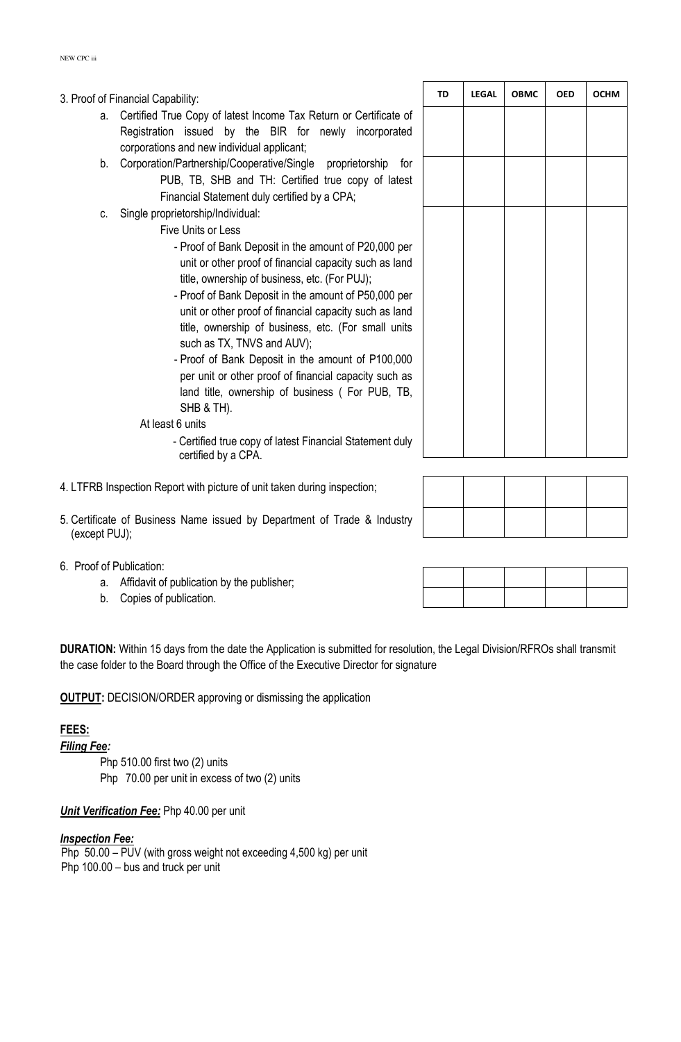3. Proof of Financial Capability:
   a. Certified True Copy of latest Income Tax Return or Certificate of Registration issued by the BIR for newly incorporated corporations and new individual applicant;
   b. Corporation/Partnership/Cooperative/Single proprietorship for PUB, TB, SHB and TH: Certified true copy of latest Financial Statement duly certified by a CPA;
   c. Single proprietorship/Individual:
      Five Units or Less
      - Proof of Bank Deposit in the amount of P20,000 per unit or other proof of financial capacity such as land title, ownership of business, etc. (For PUJ);
      - Proof of Bank Deposit in the amount of P50,000 per unit or other proof of financial capacity such as land title, ownership of business, etc. (For small units such as TX, TNVS and AUV);
      - Proof of Bank Deposit in the amount of P100,000 per unit or other proof of financial capacity such as land title, ownership of business ( For PUB, TB, SHB & TH).

      At least 6 units
      - Certified true copy of latest Financial Statement duly certified by a CPA.

4. LTFRB Inspection Report with picture of unit taken during inspection;

5. Certificate of Business Name issued by Department of Trade & Industry (except PUJ);

6. Proof of Publication:
   a. Affidavit of publication by the publisher;
   b. Copies of publication.

| TD | LEGAL | OBMC | OED | OCHM |
|---|---|---|---|---|
| | | | | |
| | | | | |
| | | | | |
| | | | | |
| | | | | |
| | | | | |
| | | | | |

**DURATION:** Within 15 days from the date the Application is submitted for resolution, the Legal Division/RFROs shall transmit the case folder to the Board through the Office of the Executive Director for signature

**OUTPUT:** DECISION/ORDER approving or dismissing the application

**FEES:**

***Filing Fee:***

Php 510.00 first two (2) units
Php 70.00 per unit in excess of two (2) units

***Unit Verification Fee:*** Php 40.00 per unit

***Inspection Fee:***

Php 50.00 – PUV (with gross weight not exceeding 4,500 kg) per unit
Php 100.00 – bus and truck per unit